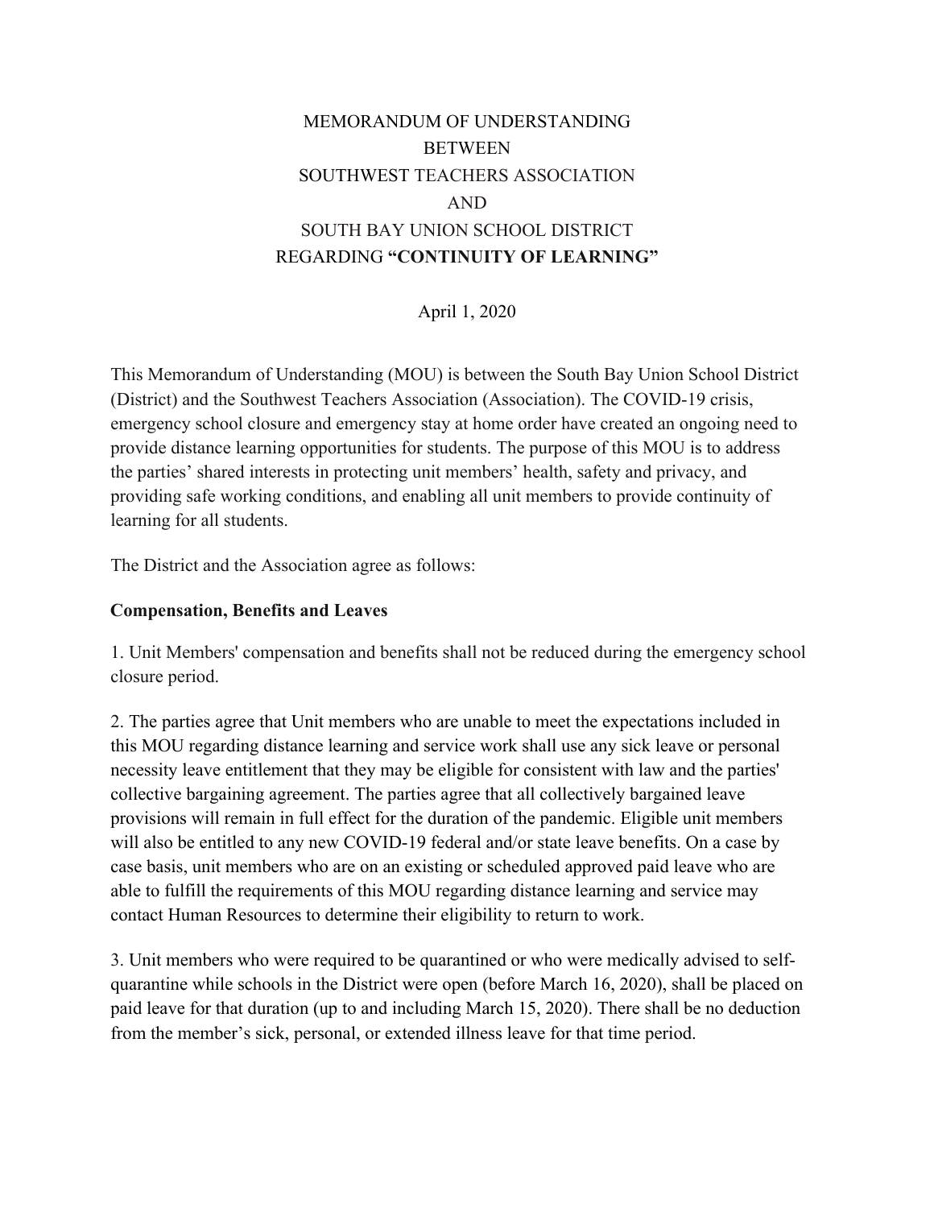# MEMORANDUM OF UNDERSTANDING
# BETWEEN
# SOUTHWEST TEACHERS ASSOCIATION
# AND
# SOUTH BAY UNION SCHOOL DISTRICT
# REGARDING **"CONTINUITY OF LEARNING"**

April 1, 2020

This Memorandum of Understanding (MOU) is between the South Bay Union School District (District) and the Southwest Teachers Association (Association). The COVID-19 crisis, emergency school closure and emergency stay at home order have created an ongoing need to provide distance learning opportunities for students. The purpose of this MOU is to address the parties' shared interests in protecting unit members' health, safety and privacy, and providing safe working conditions, and enabling all unit members to provide continuity of learning for all students.

The District and the Association agree as follows:

**Compensation, Benefits and Leaves**

1. Unit Members' compensation and benefits shall not be reduced during the emergency school closure period.

2. The parties agree that Unit members who are unable to meet the expectations included in this MOU regarding distance learning and service work shall use any sick leave or personal necessity leave entitlement that they may be eligible for consistent with law and the parties' collective bargaining agreement. The parties agree that all collectively bargained leave provisions will remain in full effect for the duration of the pandemic. Eligible unit members will also be entitled to any new COVID-19 federal and/or state leave benefits. On a case by case basis, unit members who are on an existing or scheduled approved paid leave who are able to fulfill the requirements of this MOU regarding distance learning and service may contact Human Resources to determine their eligibility to return to work.

3. Unit members who were required to be quarantined or who were medically advised to self-quarantine while schools in the District were open (before March 16, 2020), shall be placed on paid leave for that duration (up to and including March 15, 2020). There shall be no deduction from the member's sick, personal, or extended illness leave for that time period.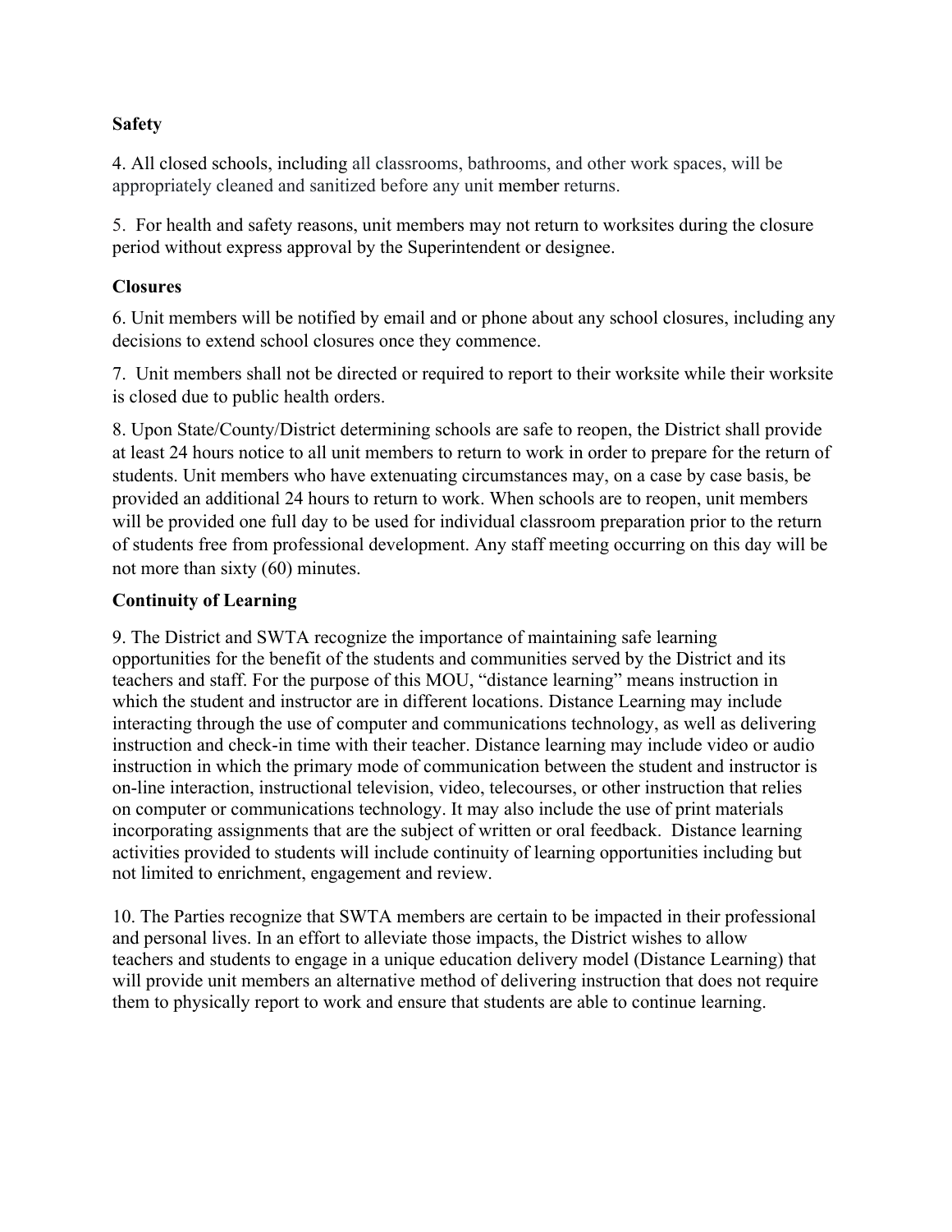**Safety**

4. All closed schools, including all classrooms, bathrooms, and other work spaces, will be appropriately cleaned and sanitized before any unit member returns.

5. For health and safety reasons, unit members may not return to worksites during the closure period without express approval by the Superintendent or designee.

**Closures**

6. Unit members will be notified by email and or phone about any school closures, including any decisions to extend school closures once they commence.

7. Unit members shall not be directed or required to report to their worksite while their worksite is closed due to public health orders.

8. Upon State/County/District determining schools are safe to reopen, the District shall provide at least 24 hours notice to all unit members to return to work in order to prepare for the return of students. Unit members who have extenuating circumstances may, on a case by case basis, be provided an additional 24 hours to return to work. When schools are to reopen, unit members will be provided one full day to be used for individual classroom preparation prior to the return of students free from professional development. Any staff meeting occurring on this day will be not more than sixty (60) minutes.

**Continuity of Learning**

9. The District and SWTA recognize the importance of maintaining safe learning opportunities for the benefit of the students and communities served by the District and its teachers and staff. For the purpose of this MOU, "distance learning" means instruction in which the student and instructor are in different locations. Distance Learning may include interacting through the use of computer and communications technology, as well as delivering instruction and check-in time with their teacher. Distance learning may include video or audio instruction in which the primary mode of communication between the student and instructor is on-line interaction, instructional television, video, telecourses, or other instruction that relies on computer or communications technology. It may also include the use of print materials incorporating assignments that are the subject of written or oral feedback. Distance learning activities provided to students will include continuity of learning opportunities including but not limited to enrichment, engagement and review.

10. The Parties recognize that SWTA members are certain to be impacted in their professional and personal lives. In an effort to alleviate those impacts, the District wishes to allow teachers and students to engage in a unique education delivery model (Distance Learning) that will provide unit members an alternative method of delivering instruction that does not require them to physically report to work and ensure that students are able to continue learning.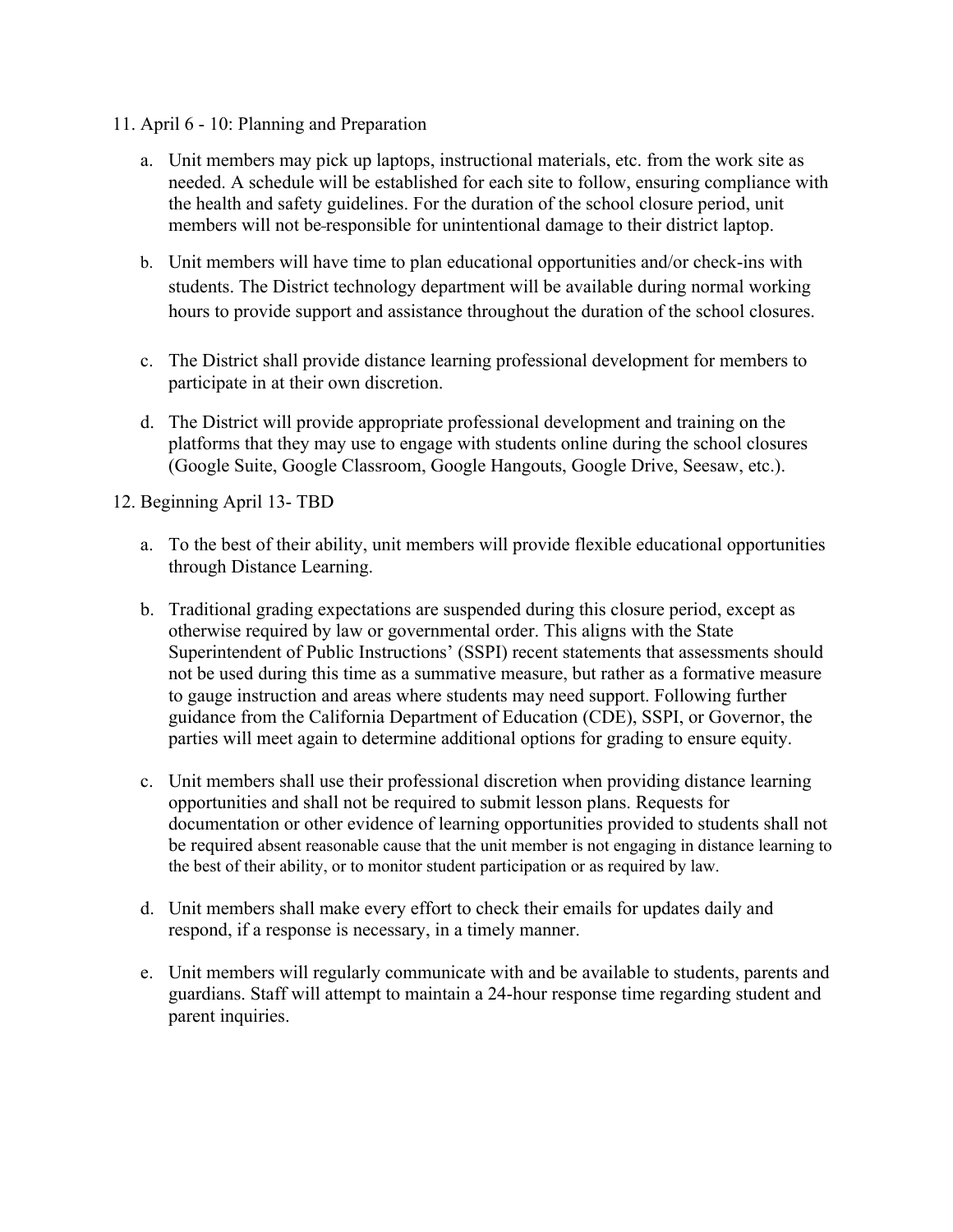11. April 6 - 10: Planning and Preparation

    a. Unit members may pick up laptops, instructional materials, etc. from the work site as needed. A schedule will be established for each site to follow, ensuring compliance with the health and safety guidelines. For the duration of the school closure period, unit members will not be responsible for unintentional damage to their district laptop.

    b. Unit members will have time to plan educational opportunities and/or check-ins with students. The District technology department will be available during normal working hours to provide support and assistance throughout the duration of the school closures.

    c. The District shall provide distance learning professional development for members to participate in at their own discretion.

    d. The District will provide appropriate professional development and training on the platforms that they may use to engage with students online during the school closures (Google Suite, Google Classroom, Google Hangouts, Google Drive, Seesaw, etc.).

12. Beginning April 13- TBD

    a. To the best of their ability, unit members will provide flexible educational opportunities through Distance Learning.

    b. Traditional grading expectations are suspended during this closure period, except as otherwise required by law or governmental order. This aligns with the State Superintendent of Public Instructions' (SSPI) recent statements that assessments should not be used during this time as a summative measure, but rather as a formative measure to gauge instruction and areas where students may need support. Following further guidance from the California Department of Education (CDE), SSPI, or Governor, the parties will meet again to determine additional options for grading to ensure equity.

    c. Unit members shall use their professional discretion when providing distance learning opportunities and shall not be required to submit lesson plans. Requests for documentation or other evidence of learning opportunities provided to students shall not be required absent reasonable cause that the unit member is not engaging in distance learning to the best of their ability, or to monitor student participation or as required by law.

    d. Unit members shall make every effort to check their emails for updates daily and respond, if a response is necessary, in a timely manner.

    e. Unit members will regularly communicate with and be available to students, parents and guardians. Staff will attempt to maintain a 24-hour response time regarding student and parent inquiries.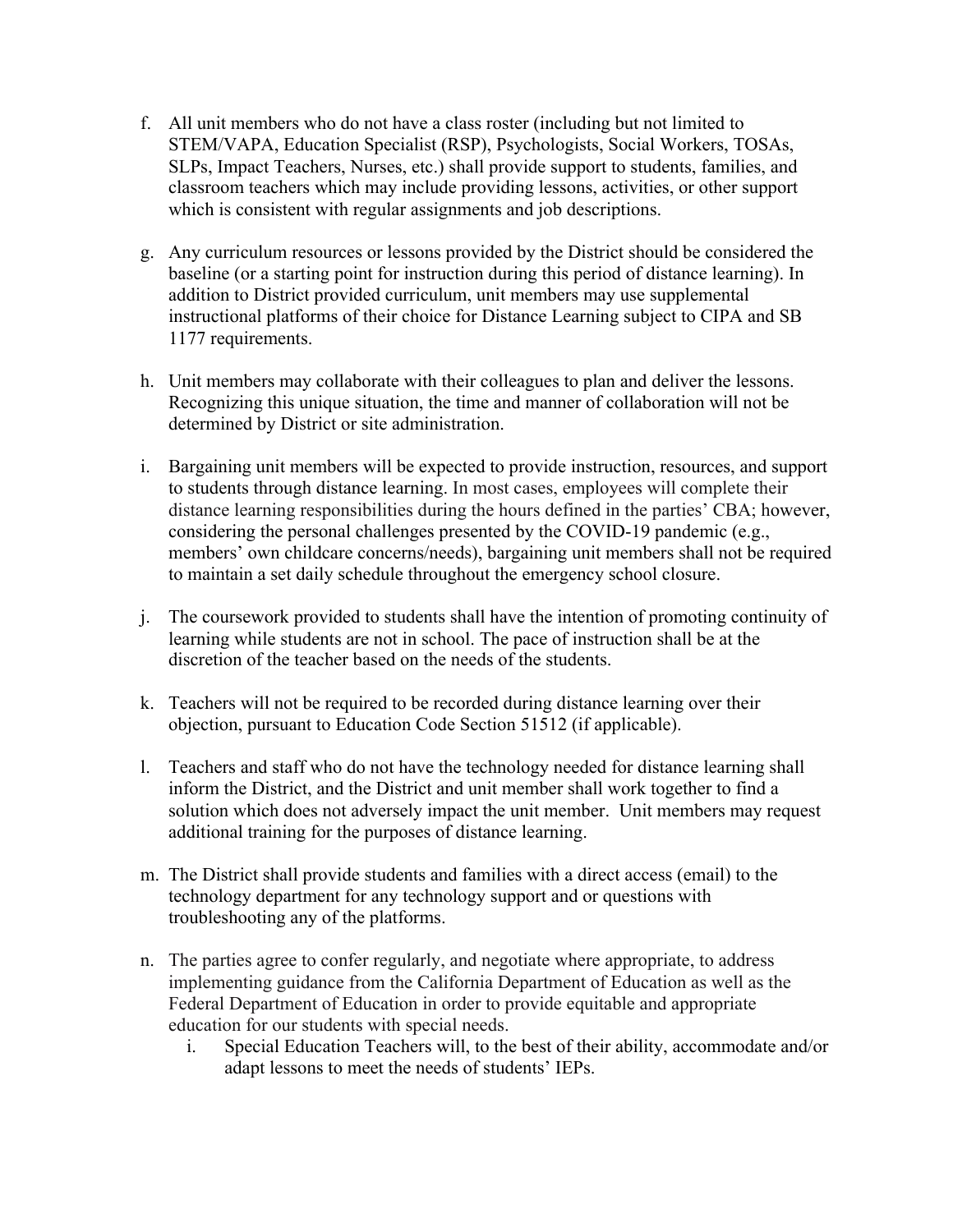f. All unit members who do not have a class roster (including but not limited to STEM/VAPA, Education Specialist (RSP), Psychologists, Social Workers, TOSAs, SLPs, Impact Teachers, Nurses, etc.) shall provide support to students, families, and classroom teachers which may include providing lessons, activities, or other support which is consistent with regular assignments and job descriptions.

g. Any curriculum resources or lessons provided by the District should be considered the baseline (or a starting point for instruction during this period of distance learning). In addition to District provided curriculum, unit members may use supplemental instructional platforms of their choice for Distance Learning subject to CIPA and SB 1177 requirements.

h. Unit members may collaborate with their colleagues to plan and deliver the lessons. Recognizing this unique situation, the time and manner of collaboration will not be determined by District or site administration.

i. Bargaining unit members will be expected to provide instruction, resources, and support to students through distance learning. In most cases, employees will complete their distance learning responsibilities during the hours defined in the parties' CBA; however, considering the personal challenges presented by the COVID-19 pandemic (e.g., members' own childcare concerns/needs), bargaining unit members shall not be required to maintain a set daily schedule throughout the emergency school closure.

j. The coursework provided to students shall have the intention of promoting continuity of learning while students are not in school. The pace of instruction shall be at the discretion of the teacher based on the needs of the students.

k. Teachers will not be required to be recorded during distance learning over their objection, pursuant to Education Code Section 51512 (if applicable).

l. Teachers and staff who do not have the technology needed for distance learning shall inform the District, and the District and unit member shall work together to find a solution which does not adversely impact the unit member. Unit members may request additional training for the purposes of distance learning.

m. The District shall provide students and families with a direct access (email) to the technology department for any technology support and or questions with troubleshooting any of the platforms.

n. The parties agree to confer regularly, and negotiate where appropriate, to address implementing guidance from the California Department of Education as well as the Federal Department of Education in order to provide equitable and appropriate education for our students with special needs.

    i. Special Education Teachers will, to the best of their ability, accommodate and/or adapt lessons to meet the needs of students' IEPs.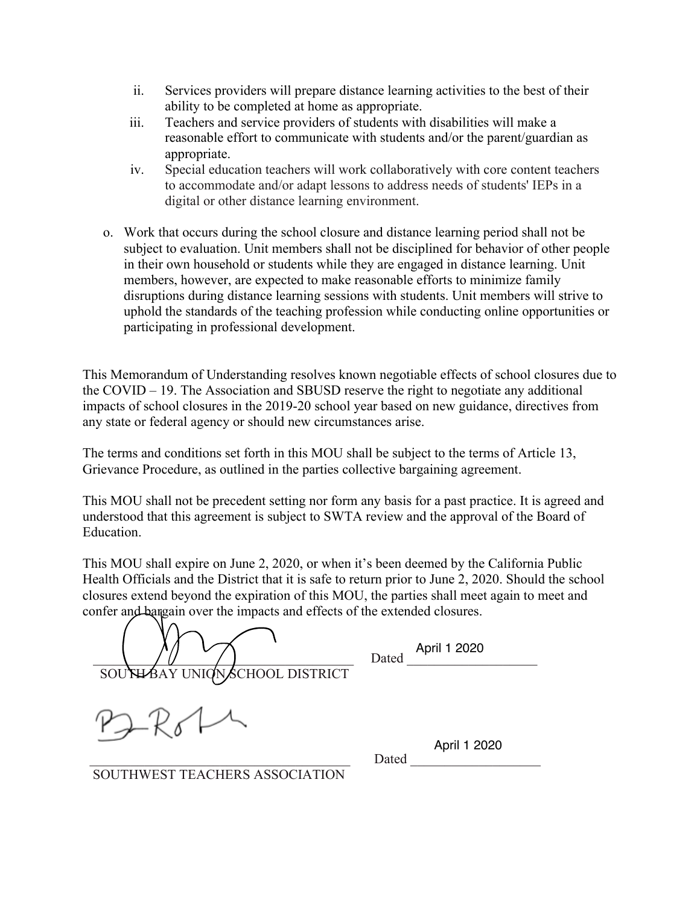ii. Services providers will prepare distance learning activities to the best of their ability to be completed at home as appropriate.
   iii. Teachers and service providers of students with disabilities will make a reasonable effort to communicate with students and/or the parent/guardian as appropriate.
   iv. Special education teachers will work collaboratively with core content teachers to accommodate and/or adapt lessons to address needs of students' IEPs in a digital or other distance learning environment.

o. Work that occurs during the school closure and distance learning period shall not be subject to evaluation. Unit members shall not be disciplined for behavior of other people in their own household or students while they are engaged in distance learning. Unit members, however, are expected to make reasonable efforts to minimize family disruptions during distance learning sessions with students. Unit members will strive to uphold the standards of the teaching profession while conducting online opportunities or participating in professional development.

This Memorandum of Understanding resolves known negotiable effects of school closures due to the COVID – 19. The Association and SBUSD reserve the right to negotiate any additional impacts of school closures in the 2019-20 school year based on new guidance, directives from any state or federal agency or should new circumstances arise.

The terms and conditions set forth in this MOU shall be subject to the terms of Article 13, Grievance Procedure, as outlined in the parties collective bargaining agreement.

This MOU shall not be precedent setting nor form any basis for a past practice. It is agreed and understood that this agreement is subject to SWTA review and the approval of the Board of Education.

This MOU shall expire on June 2, 2020, or when it's been deemed by the California Public Health Officials and the District that it is safe to return prior to June 2, 2020. Should the school closures extend beyond the expiration of this MOU, the parties shall meet again to meet and confer and bargain over the impacts and effects of the extended closures.

\_\_\_\_\_\_\_\_\_\_\_\_\_\_\_\_\_\_\_\_\_\_\_\_\_\_\_\_\_\_ Dated April 1 2020
SOUTH BAY UNION SCHOOL DISTRICT

\_\_\_\_\_\_\_\_\_\_\_\_\_\_\_\_\_\_\_\_\_\_\_\_\_\_\_\_\_\_ Dated April 1 2020
SOUTHWEST TEACHERS ASSOCIATION